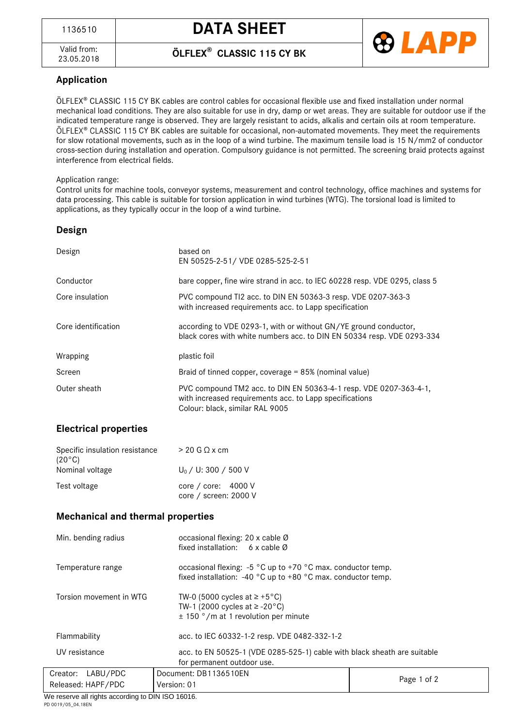| 1136510 | DATA SHEET |
| --- | --- |
| Valid from: 23.05.2018 | ÖLFLEX® CLASSIC 115 CY BK |

## Application

ÖLFLEX® CLASSIC 115 CY BK cables are control cables for occasional flexible use and fixed installation under normal mechanical load conditions. They are also suitable for use in dry, damp or wet areas. They are suitable for outdoor use if the indicated temperature range is observed. They are largely resistant to acids, alkalis and certain oils at room temperature. ÖLFLEX® CLASSIC 115 CY BK cables are suitable for occasional, non-automated movements. They meet the requirements for slow rotational movements, such as in the loop of a wind turbine. The maximum tensile load is 15 N/mm2 of conductor cross-section during installation and operation. Compulsory guidance is not permitted. The screening braid protects against interference from electrical fields.

Application range:
Control units for machine tools, conveyor systems, measurement and control technology, office machines and systems for data processing. This cable is suitable for torsion application in wind turbines (WTG). The torsional load is limited to applications, as they typically occur in the loop of a wind turbine.

## Design

| | |
| --- | --- |
| Design | based on<br>EN 50525-2-51/ VDE 0285-525-2-51 |
| Conductor | bare copper, fine wire strand in acc. to IEC 60228 resp. VDE 0295, class 5 |
| Core insulation | PVC compound TI2 acc. to DIN EN 50363-3 resp. VDE 0207-363-3<br>with increased requirements acc. to Lapp specification |
| Core identification | according to VDE 0293-1, with or without GN/YE ground conductor,<br>black cores with white numbers acc. to DIN EN 50334 resp. VDE 0293-334 |
| Wrapping | plastic foil |
| Screen | Braid of tinned copper, coverage = 85% (nominal value) |
| Outer sheath | PVC compound TM2 acc. to DIN EN 50363-4-1 resp. VDE 0207-363-4-1,<br>with increased requirements acc. to Lapp specifications<br>Colour: black, similar RAL 9005 |

## Electrical properties

| | |
| --- | --- |
| Specific insulation resistance (20°C) | > 20 G Ω x cm |
| Nominal voltage | $U_0$ / U: 300 / 500 V |
| Test voltage | core / core: 4000 V<br>core / screen: 2000 V |

## Mechanical and thermal properties

| | |
| --- | --- |
| Min. bending radius | occasional flexing: 20 x cable Ø<br>fixed installation: 6 x cable Ø |
| Temperature range | occasional flexing: -5 °C up to +70 °C max. conductor temp.<br>fixed installation: -40 °C up to +80 °C max. conductor temp. |
| Torsion movement in WTG | TW-0 (5000 cycles at ≥ +5°C)<br>TW-1 (2000 cycles at ≥ -20°C)<br>± 150 °/m at 1 revolution per minute |
| Flammability | acc. to IEC 60332-1-2 resp. VDE 0482-332-1-2 |
| UV resistance | acc. to EN 50525-1 (VDE 0285-525-1) cable with black sheath are suitable for permanent outdoor use. |

| | |
| --- | --- |
| Creator: LABU/PDC | Document: DB1136510EN |
| Released: HAPF/PDC | Version: 01 |

We reserve all rights according to DIN ISO 16016.

PD 0019/05_04.18EN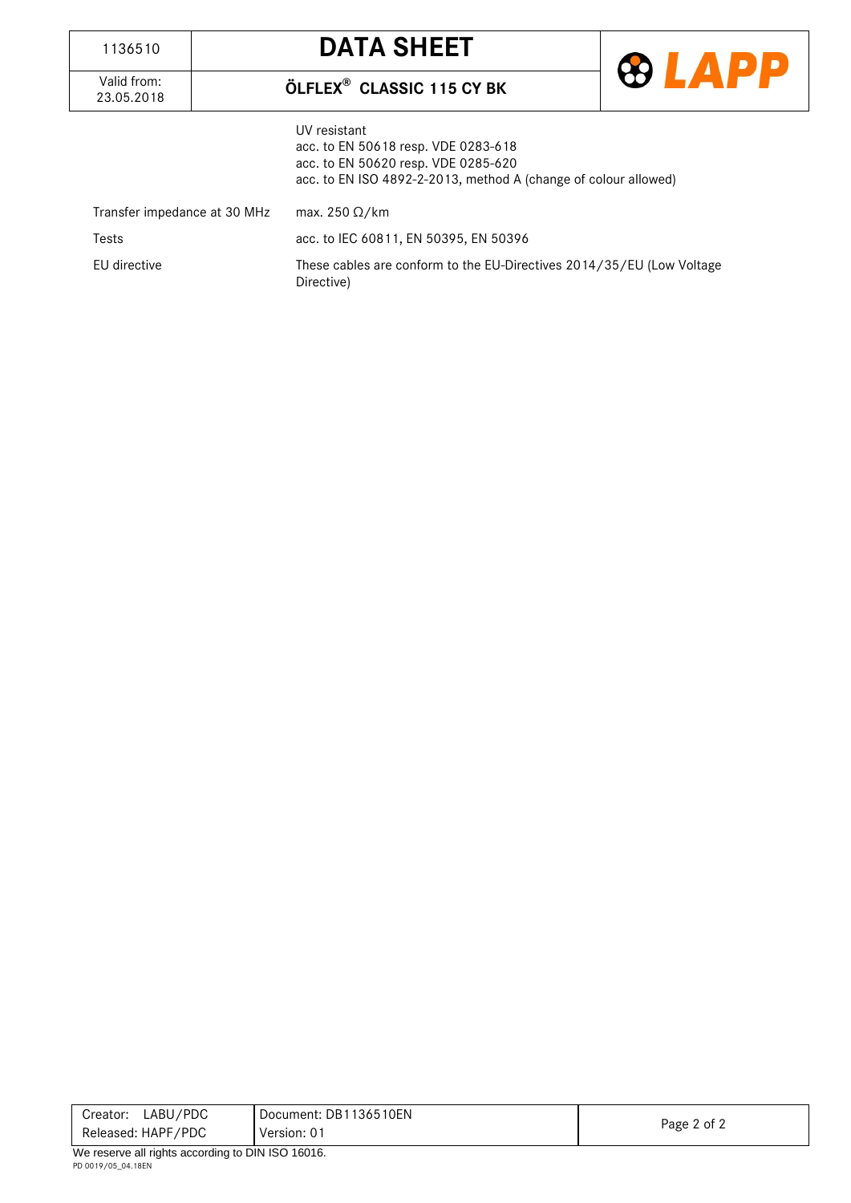| | |
|---|---|
| | UV resistant<br>acc. to EN 50618 resp. VDE 0283-618<br>acc. to EN 50620 resp. VDE 0285-620<br>acc. to EN ISO 4892-2-2013, method A (change of colour allowed) |
| Transfer impedance at 30 MHz | max. 250 Ω/km |
| Tests | acc. to IEC 60811, EN 50395, EN 50396 |
| EU directive | These cables are conform to the EU-Directives 2014/35/EU (Low Voltage Directive) |